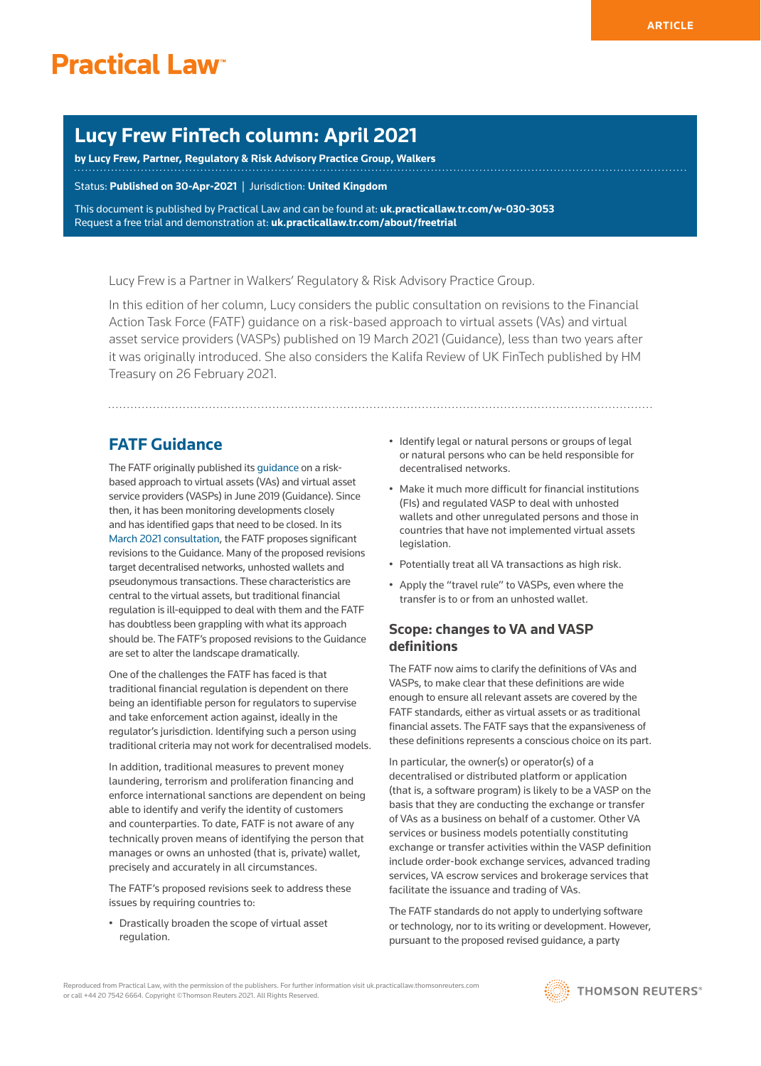ARTICLE

# Practical Law

## Lucy Frew FinTech column: April 2021

**by Lucy Frew, Partner, Regulatory & Risk Advisory Practice Group, Walkers**

Status: **Published on 30-Apr-2021** | Jurisdiction: **United Kingdom**

This document is published by Practical Law and can be found at: **uk.practicallaw.tr.com/w-030-3053**
Request a free trial and demonstration at: **uk.practicallaw.tr.com/about/freetrial**

Lucy Frew is a Partner in Walkers' Regulatory & Risk Advisory Practice Group.

In this edition of her column, Lucy considers the public consultation on revisions to the Financial Action Task Force (FATF) guidance on a risk-based approach to virtual assets (VAs) and virtual asset service providers (VASPs) published on 19 March 2021 (Guidance), less than two years after it was originally introduced. She also considers the Kalifa Review of UK FinTech published by HM Treasury on 26 February 2021.

## FATF Guidance

The FATF originally published its guidance on a risk-based approach to virtual assets (VAs) and virtual asset service providers (VASPs) in June 2019 (Guidance). Since then, it has been monitoring developments closely and has identified gaps that need to be closed. In its March 2021 consultation, the FATF proposes significant revisions to the Guidance. Many of the proposed revisions target decentralised networks, unhosted wallets and pseudonymous transactions. These characteristics are central to the virtual assets, but traditional financial regulation is ill-equipped to deal with them and the FATF has doubtless been grappling with what its approach should be. The FATF's proposed revisions to the Guidance are set to alter the landscape dramatically.

One of the challenges the FATF has faced is that traditional financial regulation is dependent on there being an identifiable person for regulators to supervise and take enforcement action against, ideally in the regulator's jurisdiction. Identifying such a person using traditional criteria may not work for decentralised models.

In addition, traditional measures to prevent money laundering, terrorism and proliferation financing and enforce international sanctions are dependent on being able to identify and verify the identity of customers and counterparties. To date, FATF is not aware of any technically proven means of identifying the person that manages or owns an unhosted (that is, private) wallet, precisely and accurately in all circumstances.

The FATF's proposed revisions seek to address these issues by requiring countries to:

- Drastically broaden the scope of virtual asset regulation.
- Identify legal or natural persons or groups of legal or natural persons who can be held responsible for decentralised networks.
- Make it much more difficult for financial institutions (FIs) and regulated VASP to deal with unhosted wallets and other unregulated persons and those in countries that have not implemented virtual assets legislation.
- Potentially treat all VA transactions as high risk.
- Apply the "travel rule" to VASPs, even where the transfer is to or from an unhosted wallet.

### Scope: changes to VA and VASP definitions

The FATF now aims to clarify the definitions of VAs and VASPs, to make clear that these definitions are wide enough to ensure all relevant assets are covered by the FATF standards, either as virtual assets or as traditional financial assets. The FATF says that the expansiveness of these definitions represents a conscious choice on its part.

In particular, the owner(s) or operator(s) of a decentralised or distributed platform or application (that is, a software program) is likely to be a VASP on the basis that they are conducting the exchange or transfer of VAs as a business on behalf of a customer. Other VA services or business models potentially constituting exchange or transfer activities within the VASP definition include order-book exchange services, advanced trading services, VA escrow services and brokerage services that facilitate the issuance and trading of VAs.

The FATF standards do not apply to underlying software or technology, nor to its writing or development. However, pursuant to the proposed revised guidance, a party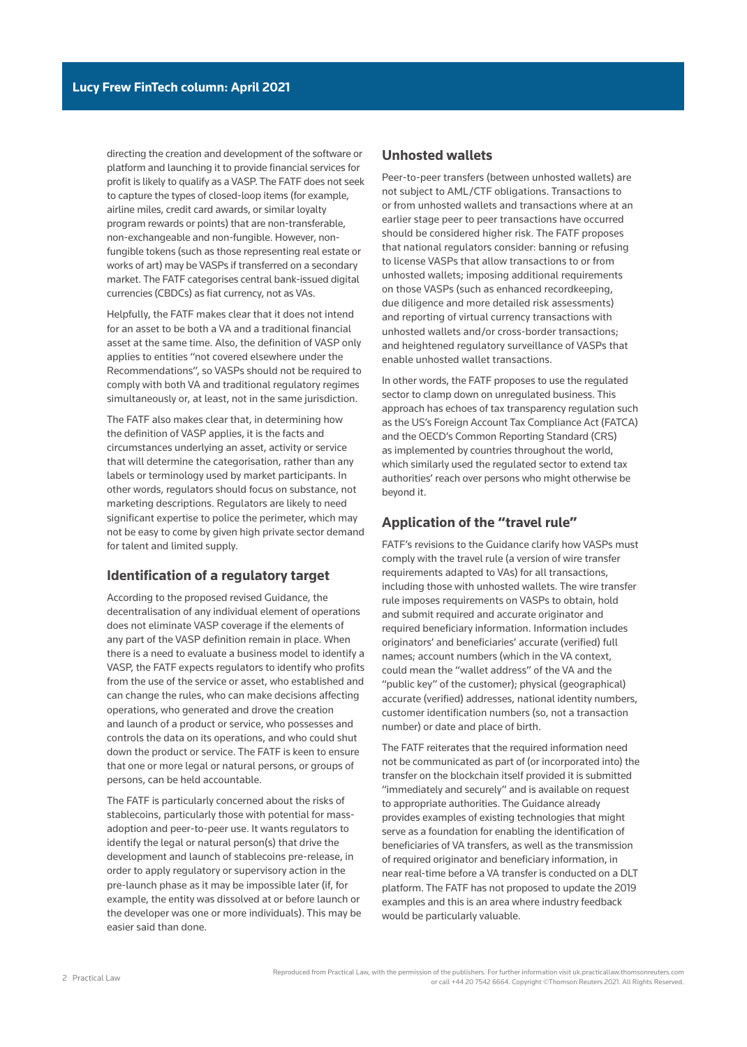directing the creation and development of the software or platform and launching it to provide financial services for profit is likely to qualify as a VASP. The FATF does not seek to capture the types of closed-loop items (for example, airline miles, credit card awards, or similar loyalty program rewards or points) that are non-transferable, non-exchangeable and non-fungible. However, non-fungible tokens (such as those representing real estate or works of art) may be VASPs if transferred on a secondary market. The FATF categorises central bank-issued digital currencies (CBDCs) as fiat currency, not as VAs.

Helpfully, the FATF makes clear that it does not intend for an asset to be both a VA and a traditional financial asset at the same time. Also, the definition of VASP only applies to entities "not covered elsewhere under the Recommendations", so VASPs should not be required to comply with both VA and traditional regulatory regimes simultaneously or, at least, not in the same jurisdiction.

The FATF also makes clear that, in determining how the definition of VASP applies, it is the facts and circumstances underlying an asset, activity or service that will determine the categorisation, rather than any labels or terminology used by market participants. In other words, regulators should focus on substance, not marketing descriptions. Regulators are likely to need significant expertise to police the perimeter, which may not be easy to come by given high private sector demand for talent and limited supply.

## Identification of a regulatory target

According to the proposed revised Guidance, the decentralisation of any individual element of operations does not eliminate VASP coverage if the elements of any part of the VASP definition remain in place. When there is a need to evaluate a business model to identify a VASP, the FATF expects regulators to identify who profits from the use of the service or asset, who established and can change the rules, who can make decisions affecting operations, who generated and drove the creation and launch of a product or service, who possesses and controls the data on its operations, and who could shut down the product or service. The FATF is keen to ensure that one or more legal or natural persons, or groups of persons, can be held accountable.

The FATF is particularly concerned about the risks of stablecoins, particularly those with potential for mass-adoption and peer-to-peer use. It wants regulators to identify the legal or natural person(s) that drive the development and launch of stablecoins pre-release, in order to apply regulatory or supervisory action in the pre-launch phase as it may be impossible later (if, for example, the entity was dissolved at or before launch or the developer was one or more individuals). This may be easier said than done.

## Unhosted wallets

Peer-to-peer transfers (between unhosted wallets) are not subject to AML/CTF obligations. Transactions to or from unhosted wallets and transactions where at an earlier stage peer to peer transactions have occurred should be considered higher risk. The FATF proposes that national regulators consider: banning or refusing to license VASPs that allow transactions to or from unhosted wallets; imposing additional requirements on those VASPs (such as enhanced recordkeeping, due diligence and more detailed risk assessments) and reporting of virtual currency transactions with unhosted wallets and/or cross-border transactions; and heightened regulatory surveillance of VASPs that enable unhosted wallet transactions.

In other words, the FATF proposes to use the regulated sector to clamp down on unregulated business. This approach has echoes of tax transparency regulation such as the US's Foreign Account Tax Compliance Act (FATCA) and the OECD's Common Reporting Standard (CRS) as implemented by countries throughout the world, which similarly used the regulated sector to extend tax authorities' reach over persons who might otherwise be beyond it.

## Application of the "travel rule"

FATF's revisions to the Guidance clarify how VASPs must comply with the travel rule (a version of wire transfer requirements adapted to VAs) for all transactions, including those with unhosted wallets. The wire transfer rule imposes requirements on VASPs to obtain, hold and submit required and accurate originator and required beneficiary information. Information includes originators' and beneficiaries' accurate (verified) full names; account numbers (which in the VA context, could mean the "wallet address" of the VA and the "public key" of the customer); physical (geographical) accurate (verified) addresses, national identity numbers, customer identification numbers (so, not a transaction number) or date and place of birth.

The FATF reiterates that the required information need not be communicated as part of (or incorporated into) the transfer on the blockchain itself provided it is submitted "immediately and securely" and is available on request to appropriate authorities. The Guidance already provides examples of existing technologies that might serve as a foundation for enabling the identification of beneficiaries of VA transfers, as well as the transmission of required originator and beneficiary information, in near real-time before a VA transfer is conducted on a DLT platform. The FATF has not proposed to update the 2019 examples and this is an area where industry feedback would be particularly valuable.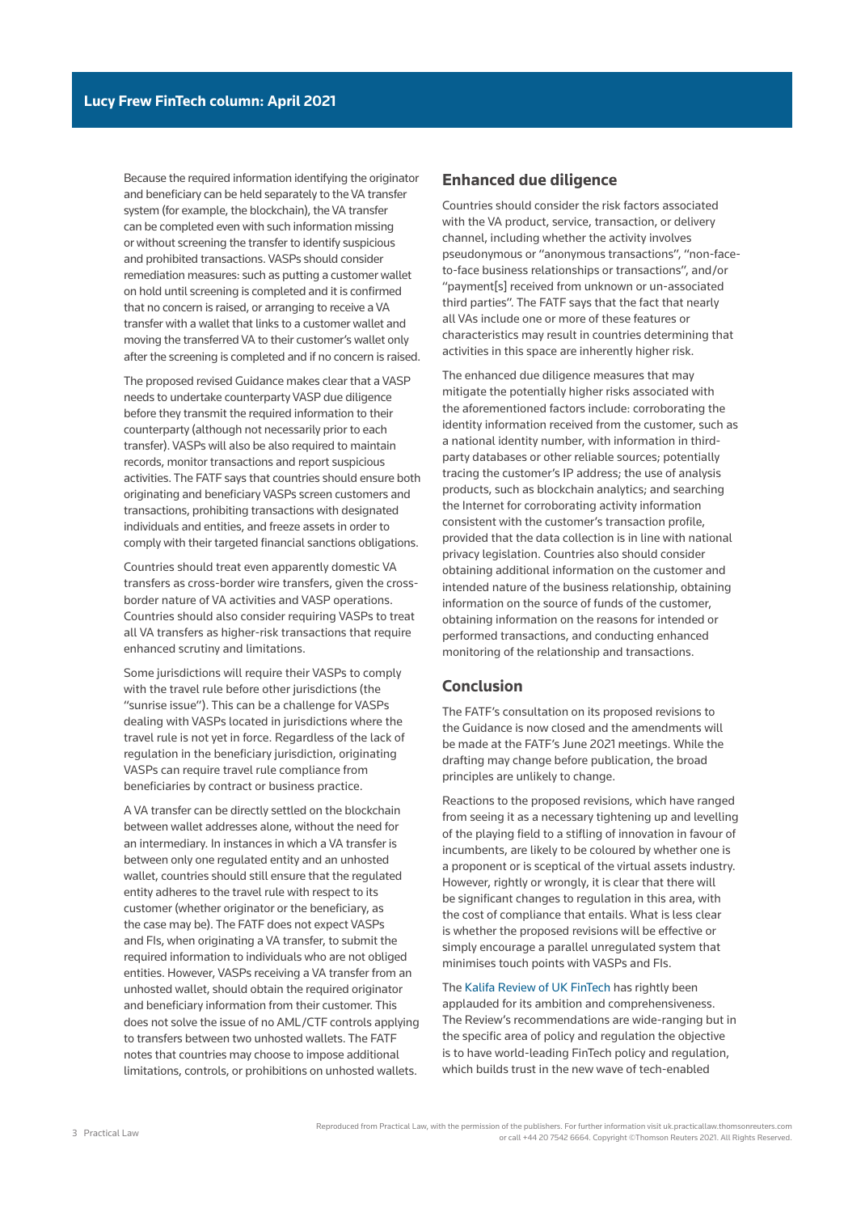Because the required information identifying the originator and beneficiary can be held separately to the VA transfer system (for example, the blockchain), the VA transfer can be completed even with such information missing or without screening the transfer to identify suspicious and prohibited transactions. VASPs should consider remediation measures: such as putting a customer wallet on hold until screening is completed and it is confirmed that no concern is raised, or arranging to receive a VA transfer with a wallet that links to a customer wallet and moving the transferred VA to their customer's wallet only after the screening is completed and if no concern is raised.

The proposed revised Guidance makes clear that a VASP needs to undertake counterparty VASP due diligence before they transmit the required information to their counterparty (although not necessarily prior to each transfer). VASPs will also be also required to maintain records, monitor transactions and report suspicious activities. The FATF says that countries should ensure both originating and beneficiary VASPs screen customers and transactions, prohibiting transactions with designated individuals and entities, and freeze assets in order to comply with their targeted financial sanctions obligations.

Countries should treat even apparently domestic VA transfers as cross-border wire transfers, given the cross-border nature of VA activities and VASP operations. Countries should also consider requiring VASPs to treat all VA transfers as higher-risk transactions that require enhanced scrutiny and limitations.

Some jurisdictions will require their VASPs to comply with the travel rule before other jurisdictions (the "sunrise issue"). This can be a challenge for VASPs dealing with VASPs located in jurisdictions where the travel rule is not yet in force. Regardless of the lack of regulation in the beneficiary jurisdiction, originating VASPs can require travel rule compliance from beneficiaries by contract or business practice.

A VA transfer can be directly settled on the blockchain between wallet addresses alone, without the need for an intermediary. In instances in which a VA transfer is between only one regulated entity and an unhosted wallet, countries should still ensure that the regulated entity adheres to the travel rule with respect to its customer (whether originator or the beneficiary, as the case may be). The FATF does not expect VASPs and FIs, when originating a VA transfer, to submit the required information to individuals who are not obliged entities. However, VASPs receiving a VA transfer from an unhosted wallet, should obtain the required originator and beneficiary information from their customer. This does not solve the issue of no AML/CTF controls applying to transfers between two unhosted wallets. The FATF notes that countries may choose to impose additional limitations, controls, or prohibitions on unhosted wallets.

## Enhanced due diligence

Countries should consider the risk factors associated with the VA product, service, transaction, or delivery channel, including whether the activity involves pseudonymous or "anonymous transactions", "non-face-to-face business relationships or transactions", and/or "payment[s] received from unknown or un-associated third parties". The FATF says that the fact that nearly all VAs include one or more of these features or characteristics may result in countries determining that activities in this space are inherently higher risk.

The enhanced due diligence measures that may mitigate the potentially higher risks associated with the aforementioned factors include: corroborating the identity information received from the customer, such as a national identity number, with information in third-party databases or other reliable sources; potentially tracing the customer's IP address; the use of analysis products, such as blockchain analytics; and searching the Internet for corroborating activity information consistent with the customer's transaction profile, provided that the data collection is in line with national privacy legislation. Countries also should consider obtaining additional information on the customer and intended nature of the business relationship, obtaining information on the source of funds of the customer, obtaining information on the reasons for intended or performed transactions, and conducting enhanced monitoring of the relationship and transactions.

## Conclusion

The FATF's consultation on its proposed revisions to the Guidance is now closed and the amendments will be made at the FATF's June 2021 meetings. While the drafting may change before publication, the broad principles are unlikely to change.

Reactions to the proposed revisions, which have ranged from seeing it as a necessary tightening up and levelling of the playing field to a stifling of innovation in favour of incumbents, are likely to be coloured by whether one is a proponent or is sceptical of the virtual assets industry. However, rightly or wrongly, it is clear that there will be significant changes to regulation in this area, with the cost of compliance that entails. What is less clear is whether the proposed revisions will be effective or simply encourage a parallel unregulated system that minimises touch points with VASPs and FIs.

The Kalifa Review of UK FinTech has rightly been applauded for its ambition and comprehensiveness. The Review's recommendations are wide-ranging but in the specific area of policy and regulation the objective is to have world-leading FinTech policy and regulation, which builds trust in the new wave of tech-enabled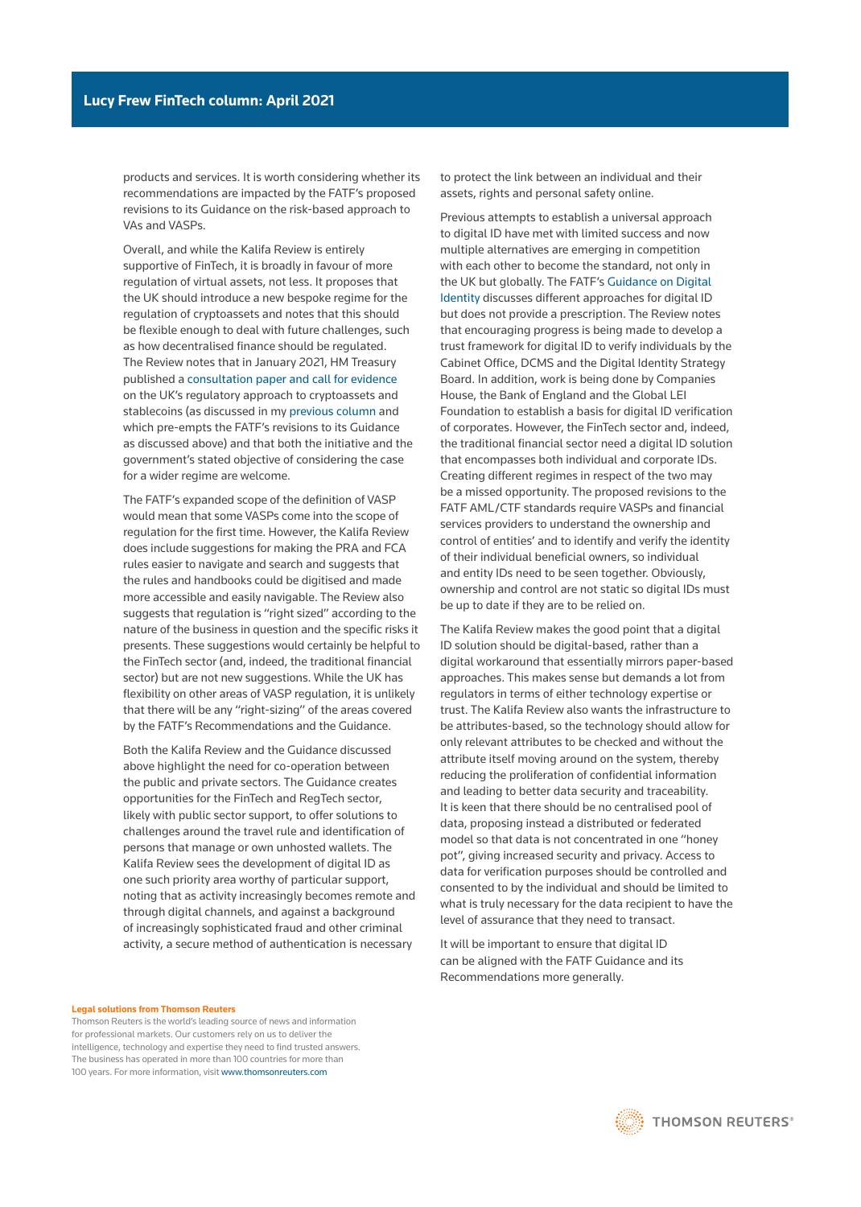products and services. It is worth considering whether its recommendations are impacted by the FATF's proposed revisions to its Guidance on the risk-based approach to VAs and VASPs.

Overall, and while the Kalifa Review is entirely supportive of FinTech, it is broadly in favour of more regulation of virtual assets, not less. It proposes that the UK should introduce a new bespoke regime for the regulation of cryptoassets and notes that this should be flexible enough to deal with future challenges, such as how decentralised finance should be regulated. The Review notes that in January 2021, HM Treasury published a consultation paper and call for evidence on the UK's regulatory approach to cryptoassets and stablecoins (as discussed in my previous column and which pre-empts the FATF's revisions to its Guidance as discussed above) and that both the initiative and the government's stated objective of considering the case for a wider regime are welcome.

The FATF's expanded scope of the definition of VASP would mean that some VASPs come into the scope of regulation for the first time. However, the Kalifa Review does include suggestions for making the PRA and FCA rules easier to navigate and search and suggests that the rules and handbooks could be digitised and made more accessible and easily navigable. The Review also suggests that regulation is "right sized" according to the nature of the business in question and the specific risks it presents. These suggestions would certainly be helpful to the FinTech sector (and, indeed, the traditional financial sector) but are not new suggestions. While the UK has flexibility on other areas of VASP regulation, it is unlikely that there will be any "right-sizing" of the areas covered by the FATF's Recommendations and the Guidance.

Both the Kalifa Review and the Guidance discussed above highlight the need for co-operation between the public and private sectors. The Guidance creates opportunities for the FinTech and RegTech sector, likely with public sector support, to offer solutions to challenges around the travel rule and identification of persons that manage or own unhosted wallets. The Kalifa Review sees the development of digital ID as one such priority area worthy of particular support, noting that as activity increasingly becomes remote and through digital channels, and against a background of increasingly sophisticated fraud and other criminal activity, a secure method of authentication is necessary to protect the link between an individual and their assets, rights and personal safety online.

Previous attempts to establish a universal approach to digital ID have met with limited success and now multiple alternatives are emerging in competition with each other to become the standard, not only in the UK but globally. The FATF's Guidance on Digital Identity discusses different approaches for digital ID but does not provide a prescription. The Review notes that encouraging progress is being made to develop a trust framework for digital ID to verify individuals by the Cabinet Office, DCMS and the Digital Identity Strategy Board. In addition, work is being done by Companies House, the Bank of England and the Global LEI Foundation to establish a basis for digital ID verification of corporates. However, the FinTech sector and, indeed, the traditional financial sector need a digital ID solution that encompasses both individual and corporate IDs. Creating different regimes in respect of the two may be a missed opportunity. The proposed revisions to the FATF AML/CTF standards require VASPs and financial services providers to understand the ownership and control of entities' and to identify and verify the identity of their individual beneficial owners, so individual and entity IDs need to be seen together. Obviously, ownership and control are not static so digital IDs must be up to date if they are to be relied on.

The Kalifa Review makes the good point that a digital ID solution should be digital-based, rather than a digital workaround that essentially mirrors paper-based approaches. This makes sense but demands a lot from regulators in terms of either technology expertise or trust. The Kalifa Review also wants the infrastructure to be attributes-based, so the technology should allow for only relevant attributes to be checked and without the attribute itself moving around on the system, thereby reducing the proliferation of confidential information and leading to better data security and traceability. It is keen that there should be no centralised pool of data, proposing instead a distributed or federated model so that data is not concentrated in one "honey pot", giving increased security and privacy. Access to data for verification purposes should be controlled and consented to by the individual and should be limited to what is truly necessary for the data recipient to have the level of assurance that they need to transact.

It will be important to ensure that digital ID can be aligned with the FATF Guidance and its Recommendations more generally.

**Legal solutions from Thomson Reuters**

Thomson Reuters is the world's leading source of news and information for professional markets. Our customers rely on us to deliver the intelligence, technology and expertise they need to find trusted answers. The business has operated in more than 100 countries for more than 100 years. For more information, visit www.thomsonreuters.com